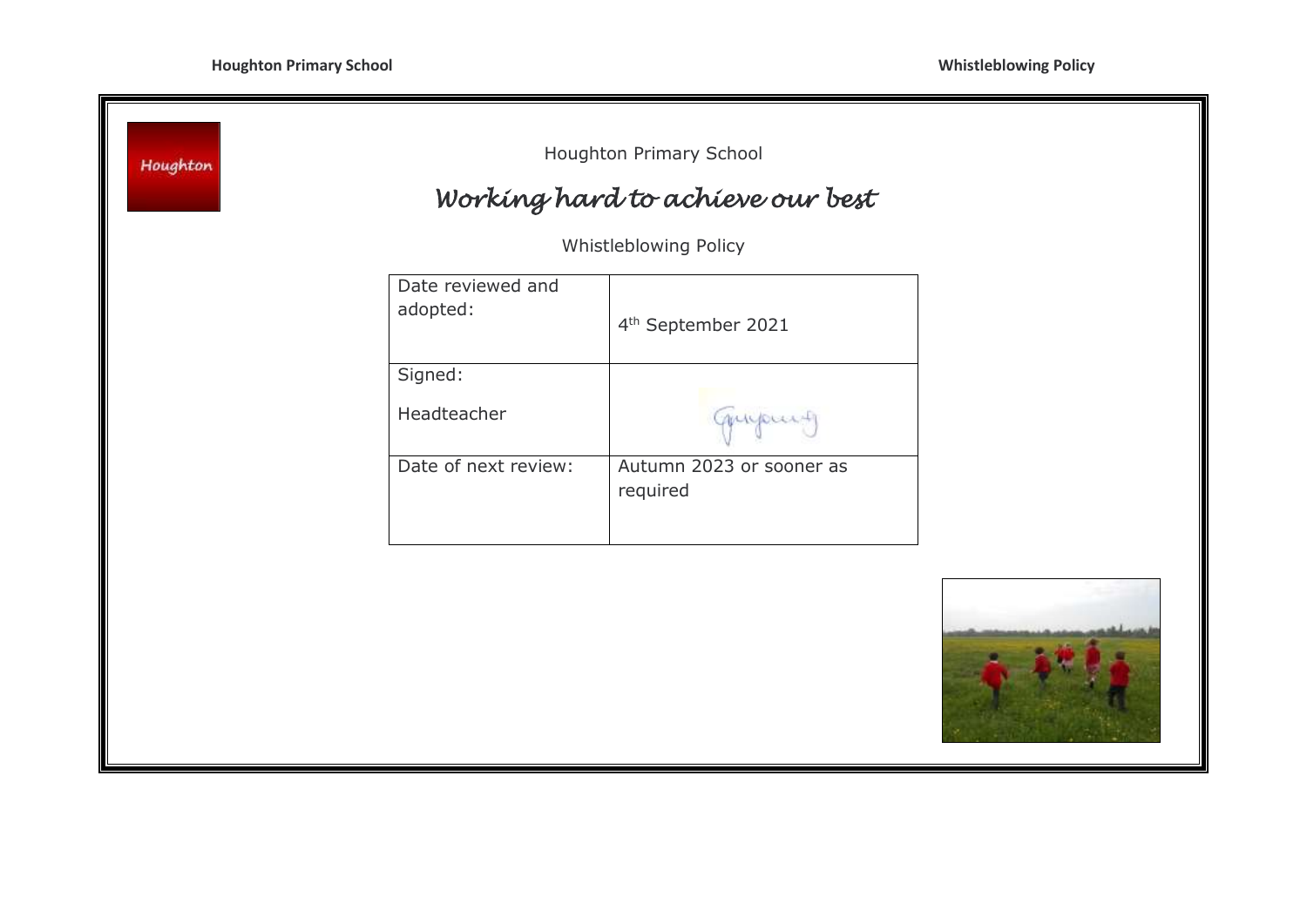Houghton

Houghton Primary School

# *Working hard to achieve our best*

Whistleblowing Policy

| Date reviewed and adopted: | 4th September 2021 |
|---|---|
| Signed: Headteacher | |
| Date of next review: | Autumn 2023 or sooner as required |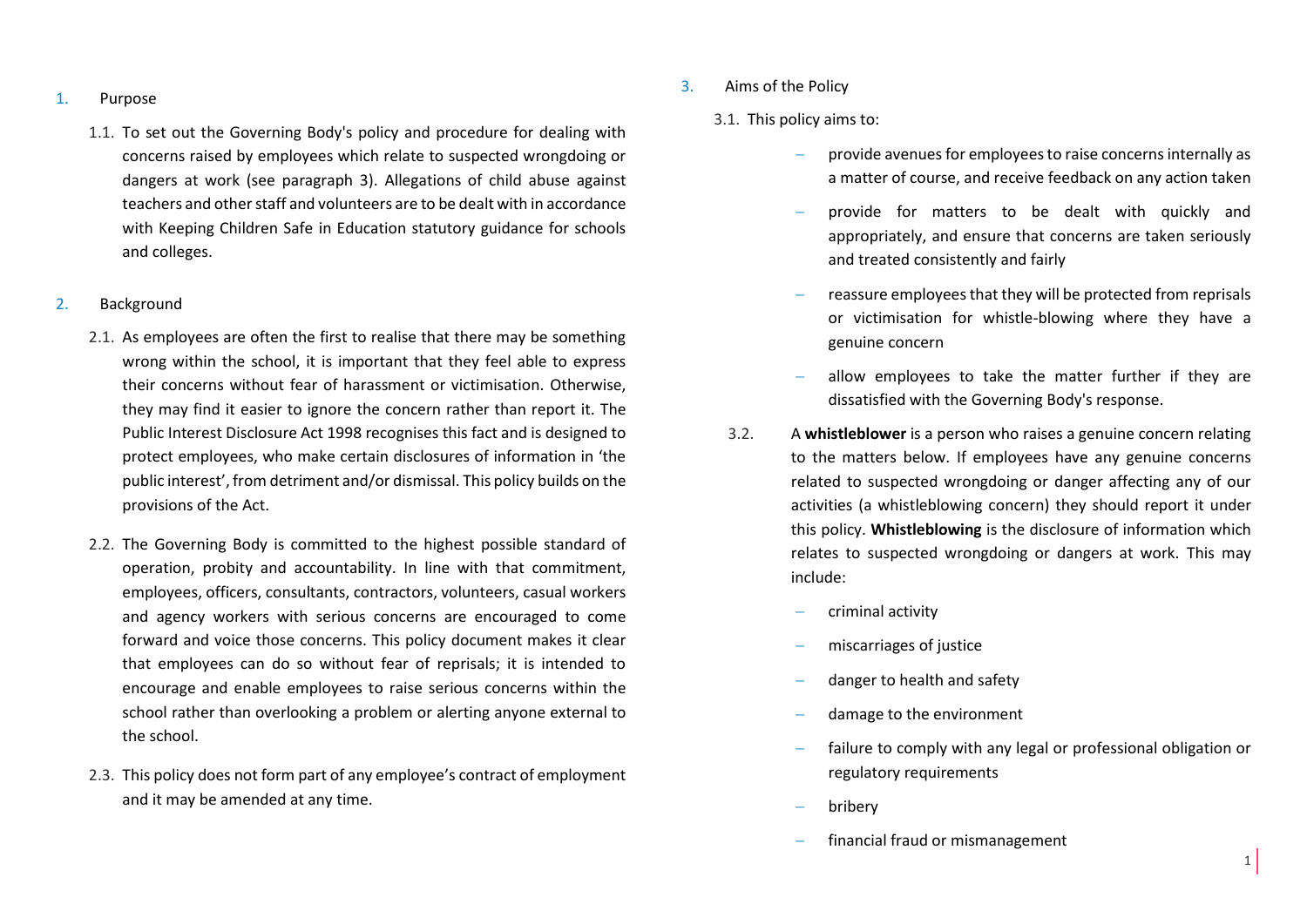## 1. Purpose

1.1. To set out the Governing Body's policy and procedure for dealing with concerns raised by employees which relate to suspected wrongdoing or dangers at work (see paragraph 3). Allegations of child abuse against teachers and other staff and volunteers are to be dealt with in accordance with Keeping Children Safe in Education statutory guidance for schools and colleges.

## 2. Background

2.1. As employees are often the first to realise that there may be something wrong within the school, it is important that they feel able to express their concerns without fear of harassment or victimisation. Otherwise, they may find it easier to ignore the concern rather than report it. The Public Interest Disclosure Act 1998 recognises this fact and is designed to protect employees, who make certain disclosures of information in 'the public interest', from detriment and/or dismissal. This policy builds on the provisions of the Act.

2.2. The Governing Body is committed to the highest possible standard of operation, probity and accountability. In line with that commitment, employees, officers, consultants, contractors, volunteers, casual workers and agency workers with serious concerns are encouraged to come forward and voice those concerns. This policy document makes it clear that employees can do so without fear of reprisals; it is intended to encourage and enable employees to raise serious concerns within the school rather than overlooking a problem or alerting anyone external to the school.

2.3. This policy does not form part of any employee's contract of employment and it may be amended at any time.

## 3. Aims of the Policy

3.1. This policy aims to:

- provide avenues for employees to raise concerns internally as a matter of course, and receive feedback on any action taken
- provide for matters to be dealt with quickly and appropriately, and ensure that concerns are taken seriously and treated consistently and fairly
- reassure employees that they will be protected from reprisals or victimisation for whistle-blowing where they have a genuine concern
- allow employees to take the matter further if they are dissatisfied with the Governing Body's response.

3.2. A **whistleblower** is a person who raises a genuine concern relating to the matters below. If employees have any genuine concerns related to suspected wrongdoing or danger affecting any of our activities (a whistleblowing concern) they should report it under this policy. **Whistleblowing** is the disclosure of information which relates to suspected wrongdoing or dangers at work. This may include:

- criminal activity
- miscarriages of justice
- danger to health and safety
- damage to the environment
- failure to comply with any legal or professional obligation or regulatory requirements
- bribery
- financial fraud or mismanagement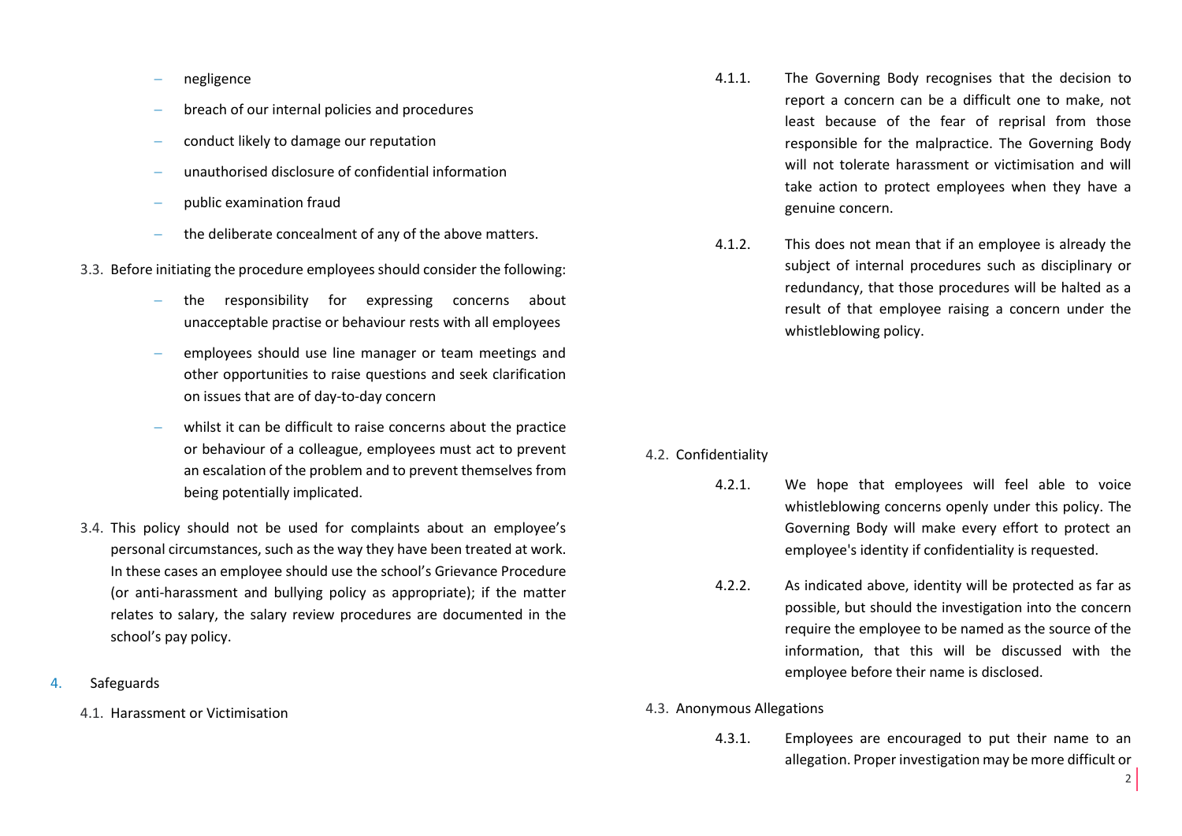- negligence
- breach of our internal policies and procedures
- conduct likely to damage our reputation
- unauthorised disclosure of confidential information
- public examination fraud
- the deliberate concealment of any of the above matters.

3.3. Before initiating the procedure employees should consider the following:

- the responsibility for expressing concerns about unacceptable practise or behaviour rests with all employees
- employees should use line manager or team meetings and other opportunities to raise questions and seek clarification on issues that are of day-to-day concern
- whilst it can be difficult to raise concerns about the practice or behaviour of a colleague, employees must act to prevent an escalation of the problem and to prevent themselves from being potentially implicated.

3.4. This policy should not be used for complaints about an employee's personal circumstances, such as the way they have been treated at work. In these cases an employee should use the school's Grievance Procedure (or anti-harassment and bullying policy as appropriate); if the matter relates to salary, the salary review procedures are documented in the school's pay policy.

## 4. Safeguards

### 4.1. Harassment or Victimisation

4.1.1. The Governing Body recognises that the decision to report a concern can be a difficult one to make, not least because of the fear of reprisal from those responsible for the malpractice. The Governing Body will not tolerate harassment or victimisation and will take action to protect employees when they have a genuine concern.

4.1.2. This does not mean that if an employee is already the subject of internal procedures such as disciplinary or redundancy, that those procedures will be halted as a result of that employee raising a concern under the whistleblowing policy.

### 4.2. Confidentiality

4.2.1. We hope that employees will feel able to voice whistleblowing concerns openly under this policy. The Governing Body will make every effort to protect an employee's identity if confidentiality is requested.

4.2.2. As indicated above, identity will be protected as far as possible, but should the investigation into the concern require the employee to be named as the source of the information, that this will be discussed with the employee before their name is disclosed.

### 4.3. Anonymous Allegations

4.3.1. Employees are encouraged to put their name to an allegation. Proper investigation may be more difficult or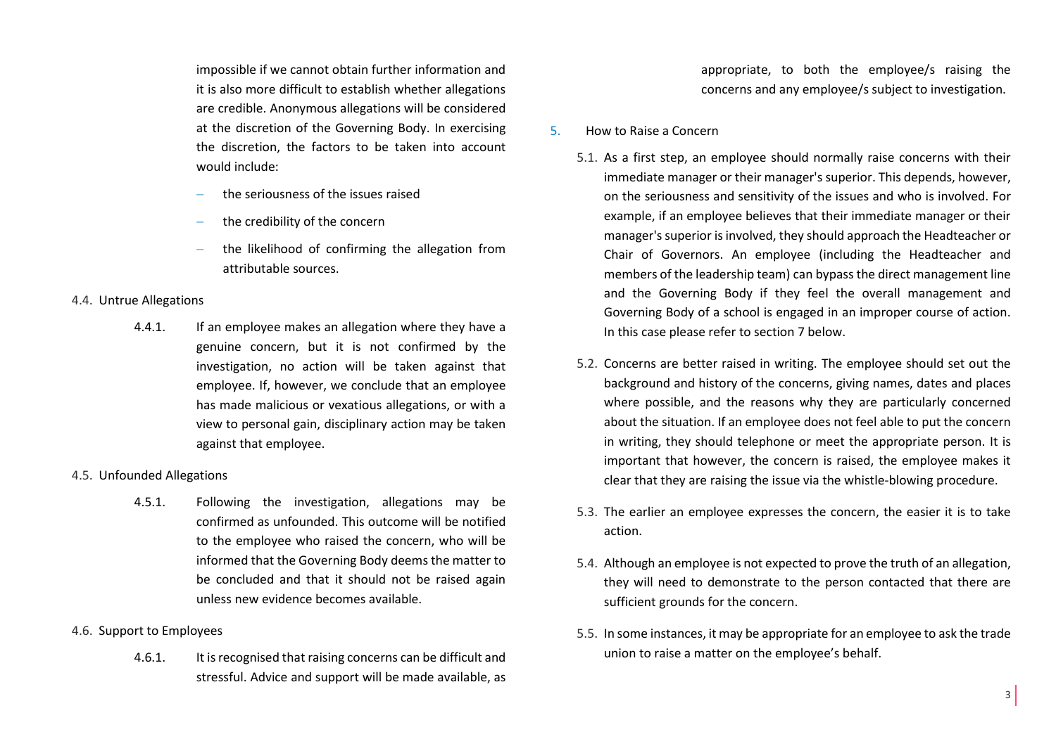impossible if we cannot obtain further information and it is also more difficult to establish whether allegations are credible. Anonymous allegations will be considered at the discretion of the Governing Body. In exercising the discretion, the factors to be taken into account would include:

- the seriousness of the issues raised
- the credibility of the concern
- the likelihood of confirming the allegation from attributable sources.

4.4. Untrue Allegations

4.4.1. If an employee makes an allegation where they have a genuine concern, but it is not confirmed by the investigation, no action will be taken against that employee. If, however, we conclude that an employee has made malicious or vexatious allegations, or with a view to personal gain, disciplinary action may be taken against that employee.

4.5. Unfounded Allegations

4.5.1. Following the investigation, allegations may be confirmed as unfounded. This outcome will be notified to the employee who raised the concern, who will be informed that the Governing Body deems the matter to be concluded and that it should not be raised again unless new evidence becomes available.

4.6. Support to Employees

4.6.1. It is recognised that raising concerns can be difficult and stressful. Advice and support will be made available, as appropriate, to both the employee/s raising the concerns and any employee/s subject to investigation.

## 5. How to Raise a Concern

5.1. As a first step, an employee should normally raise concerns with their immediate manager or their manager's superior. This depends, however, on the seriousness and sensitivity of the issues and who is involved. For example, if an employee believes that their immediate manager or their manager's superior is involved, they should approach the Headteacher or Chair of Governors. An employee (including the Headteacher and members of the leadership team) can bypass the direct management line and the Governing Body if they feel the overall management and Governing Body of a school is engaged in an improper course of action. In this case please refer to section 7 below.

5.2. Concerns are better raised in writing. The employee should set out the background and history of the concerns, giving names, dates and places where possible, and the reasons why they are particularly concerned about the situation. If an employee does not feel able to put the concern in writing, they should telephone or meet the appropriate person. It is important that however, the concern is raised, the employee makes it clear that they are raising the issue via the whistle-blowing procedure.

5.3. The earlier an employee expresses the concern, the easier it is to take action.

5.4. Although an employee is not expected to prove the truth of an allegation, they will need to demonstrate to the person contacted that there are sufficient grounds for the concern.

5.5. In some instances, it may be appropriate for an employee to ask the trade union to raise a matter on the employee's behalf.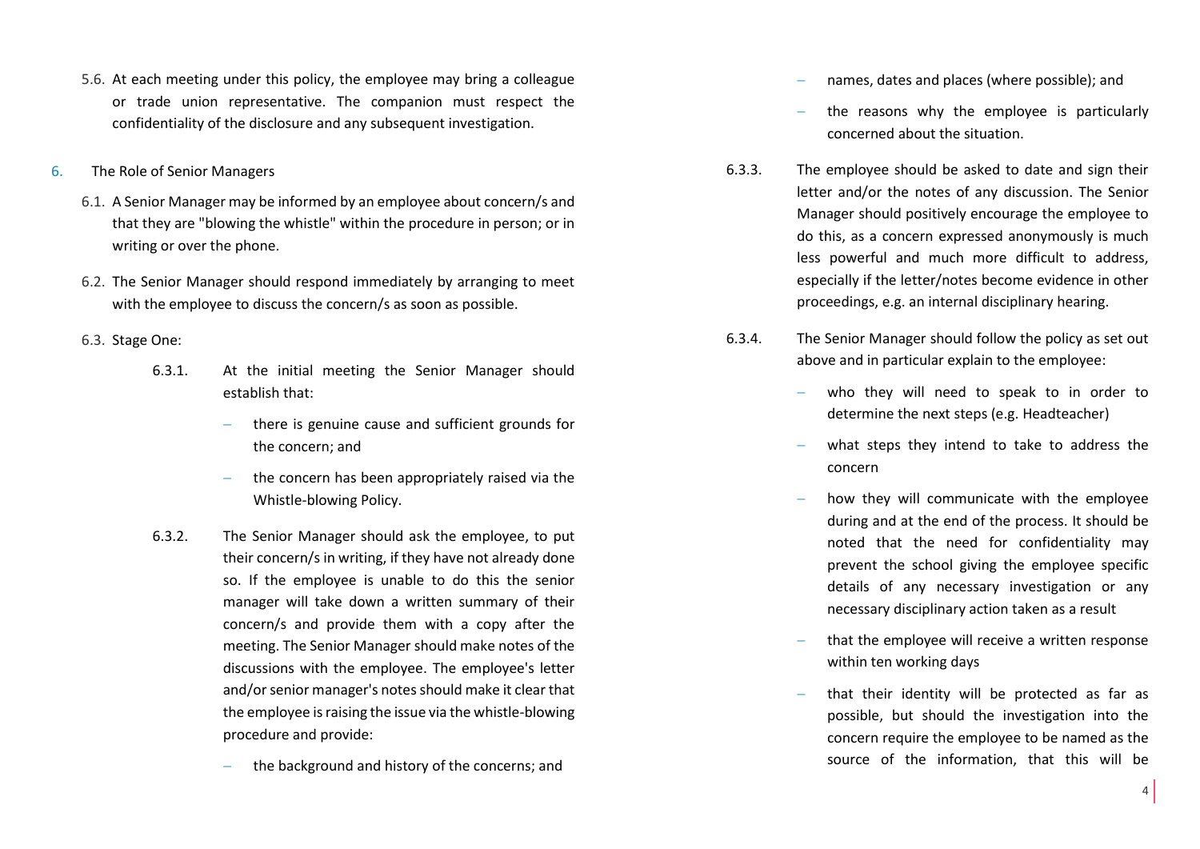5.6. At each meeting under this policy, the employee may bring a colleague or trade union representative. The companion must respect the confidentiality of the disclosure and any subsequent investigation.

## 6. The Role of Senior Managers

6.1. A Senior Manager may be informed by an employee about concern/s and that they are "blowing the whistle" within the procedure in person; or in writing or over the phone.

6.2. The Senior Manager should respond immediately by arranging to meet with the employee to discuss the concern/s as soon as possible.

6.3. Stage One:

6.3.1. At the initial meeting the Senior Manager should establish that:

- there is genuine cause and sufficient grounds for the concern; and
- the concern has been appropriately raised via the Whistle-blowing Policy.

6.3.2. The Senior Manager should ask the employee, to put their concern/s in writing, if they have not already done so. If the employee is unable to do this the senior manager will take down a written summary of their concern/s and provide them with a copy after the meeting. The Senior Manager should make notes of the discussions with the employee. The employee's letter and/or senior manager's notes should make it clear that the employee is raising the issue via the whistle-blowing procedure and provide:

- the background and history of the concerns; and
- names, dates and places (where possible); and
- the reasons why the employee is particularly concerned about the situation.

6.3.3. The employee should be asked to date and sign their letter and/or the notes of any discussion. The Senior Manager should positively encourage the employee to do this, as a concern expressed anonymously is much less powerful and much more difficult to address, especially if the letter/notes become evidence in other proceedings, e.g. an internal disciplinary hearing.

6.3.4. The Senior Manager should follow the policy as set out above and in particular explain to the employee:

- who they will need to speak to in order to determine the next steps (e.g. Headteacher)
- what steps they intend to take to address the concern
- how they will communicate with the employee during and at the end of the process. It should be noted that the need for confidentiality may prevent the school giving the employee specific details of any necessary investigation or any necessary disciplinary action taken as a result
- that the employee will receive a written response within ten working days
- that their identity will be protected as far as possible, but should the investigation into the concern require the employee to be named as the source of the information, that this will be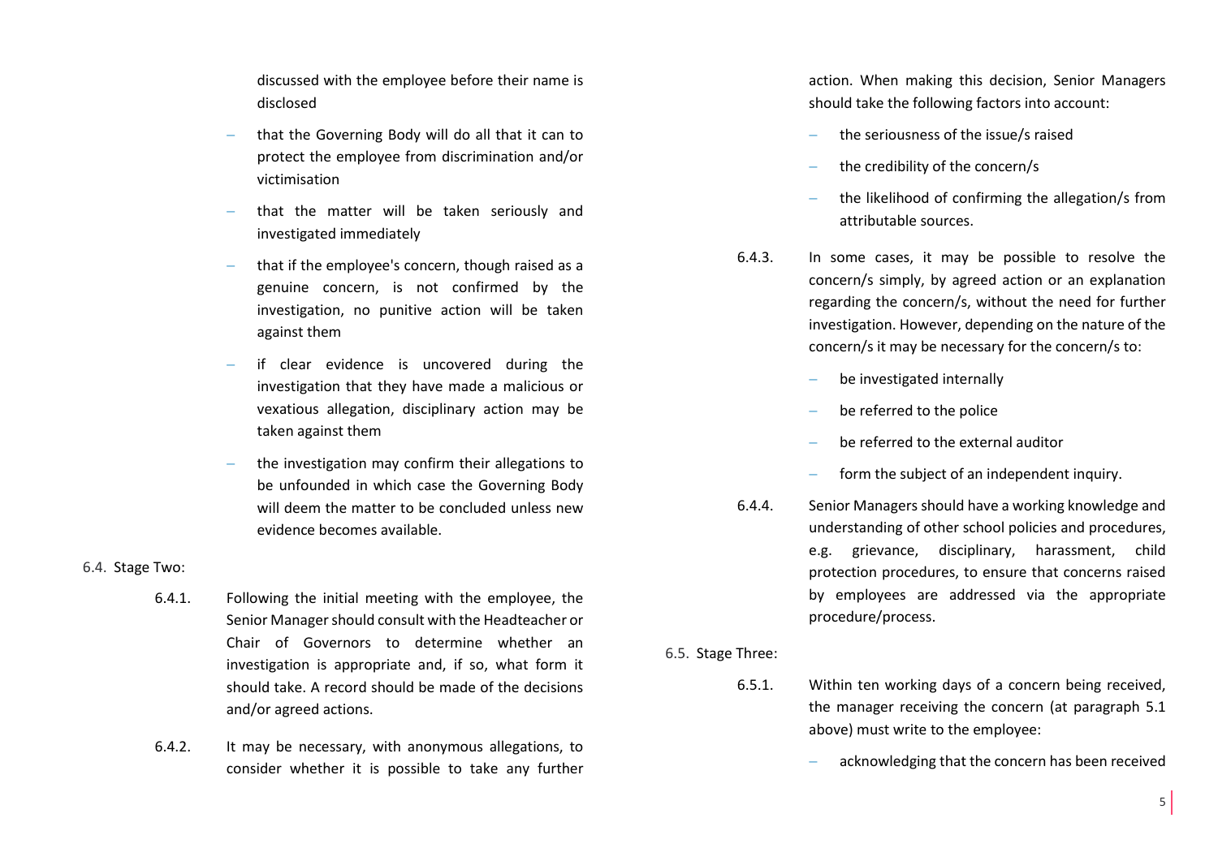discussed with the employee before their name is disclosed

- that the Governing Body will do all that it can to protect the employee from discrimination and/or victimisation
- that the matter will be taken seriously and investigated immediately
- that if the employee's concern, though raised as a genuine concern, is not confirmed by the investigation, no punitive action will be taken against them
- if clear evidence is uncovered during the investigation that they have made a malicious or vexatious allegation, disciplinary action may be taken against them
- the investigation may confirm their allegations to be unfounded in which case the Governing Body will deem the matter to be concluded unless new evidence becomes available.

6.4. Stage Two:

6.4.1. Following the initial meeting with the employee, the Senior Manager should consult with the Headteacher or Chair of Governors to determine whether an investigation is appropriate and, if so, what form it should take. A record should be made of the decisions and/or agreed actions.

6.4.2. It may be necessary, with anonymous allegations, to consider whether it is possible to take any further action. When making this decision, Senior Managers should take the following factors into account:

- the seriousness of the issue/s raised
- the credibility of the concern/s
- the likelihood of confirming the allegation/s from attributable sources.

6.4.3. In some cases, it may be possible to resolve the concern/s simply, by agreed action or an explanation regarding the concern/s, without the need for further investigation. However, depending on the nature of the concern/s it may be necessary for the concern/s to:

- be investigated internally
- be referred to the police
- be referred to the external auditor
- form the subject of an independent inquiry.

6.4.4. Senior Managers should have a working knowledge and understanding of other school policies and procedures, e.g. grievance, disciplinary, harassment, child protection procedures, to ensure that concerns raised by employees are addressed via the appropriate procedure/process.

6.5. Stage Three:

6.5.1. Within ten working days of a concern being received, the manager receiving the concern (at paragraph 5.1 above) must write to the employee:

- acknowledging that the concern has been received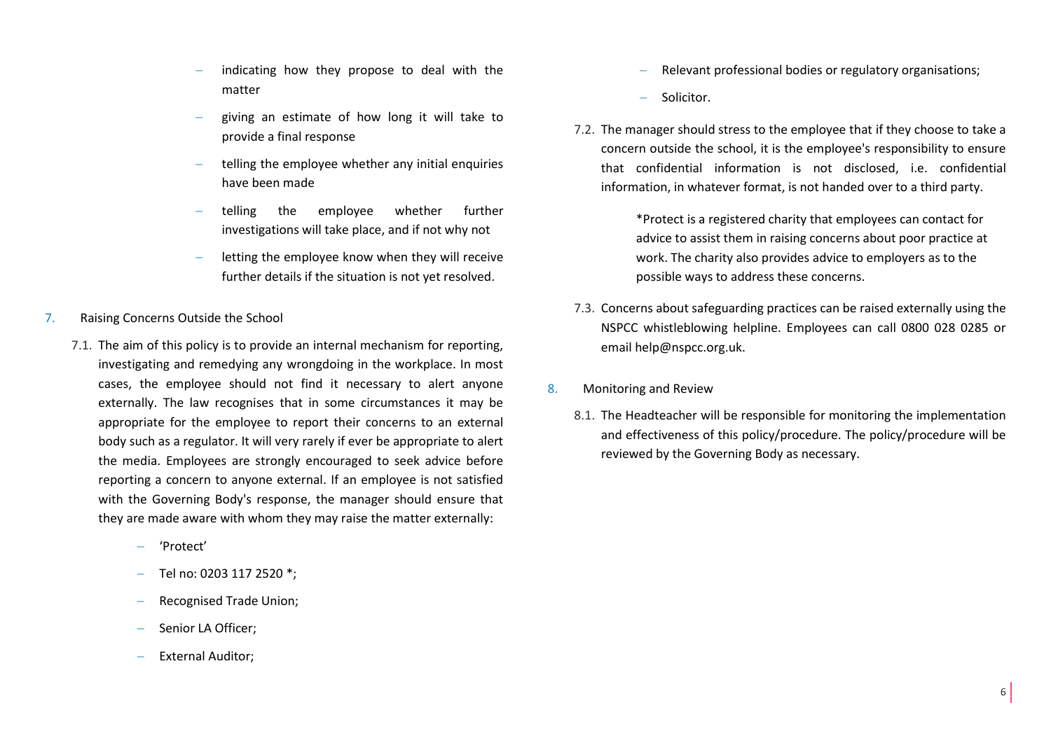- indicating how they propose to deal with the matter
- giving an estimate of how long it will take to provide a final response
- telling the employee whether any initial enquiries have been made
- telling the employee whether further investigations will take place, and if not why not
- letting the employee know when they will receive further details if the situation is not yet resolved.

## 7. Raising Concerns Outside the School

7.1. The aim of this policy is to provide an internal mechanism for reporting, investigating and remedying any wrongdoing in the workplace. In most cases, the employee should not find it necessary to alert anyone externally. The law recognises that in some circumstances it may be appropriate for the employee to report their concerns to an external body such as a regulator. It will very rarely if ever be appropriate to alert the media. Employees are strongly encouraged to seek advice before reporting a concern to anyone external. If an employee is not satisfied with the Governing Body's response, the manager should ensure that they are made aware with whom they may raise the matter externally:

- 'Protect'
- Tel no: 0203 117 2520 *;
- Recognised Trade Union;
- Senior LA Officer;
- External Auditor;
- Relevant professional bodies or regulatory organisations;
- Solicitor.

7.2. The manager should stress to the employee that if they choose to take a concern outside the school, it is the employee's responsibility to ensure that confidential information is not disclosed, i.e. confidential information, in whatever format, is not handed over to a third party.

*Protect is a registered charity that employees can contact for advice to assist them in raising concerns about poor practice at work. The charity also provides advice to employers as to the possible ways to address these concerns.

7.3. Concerns about safeguarding practices can be raised externally using the NSPCC whistleblowing helpline. Employees can call 0800 028 0285 or email help@nspcc.org.uk.

## 8. Monitoring and Review

8.1. The Headteacher will be responsible for monitoring the implementation and effectiveness of this policy/procedure. The policy/procedure will be reviewed by the Governing Body as necessary.